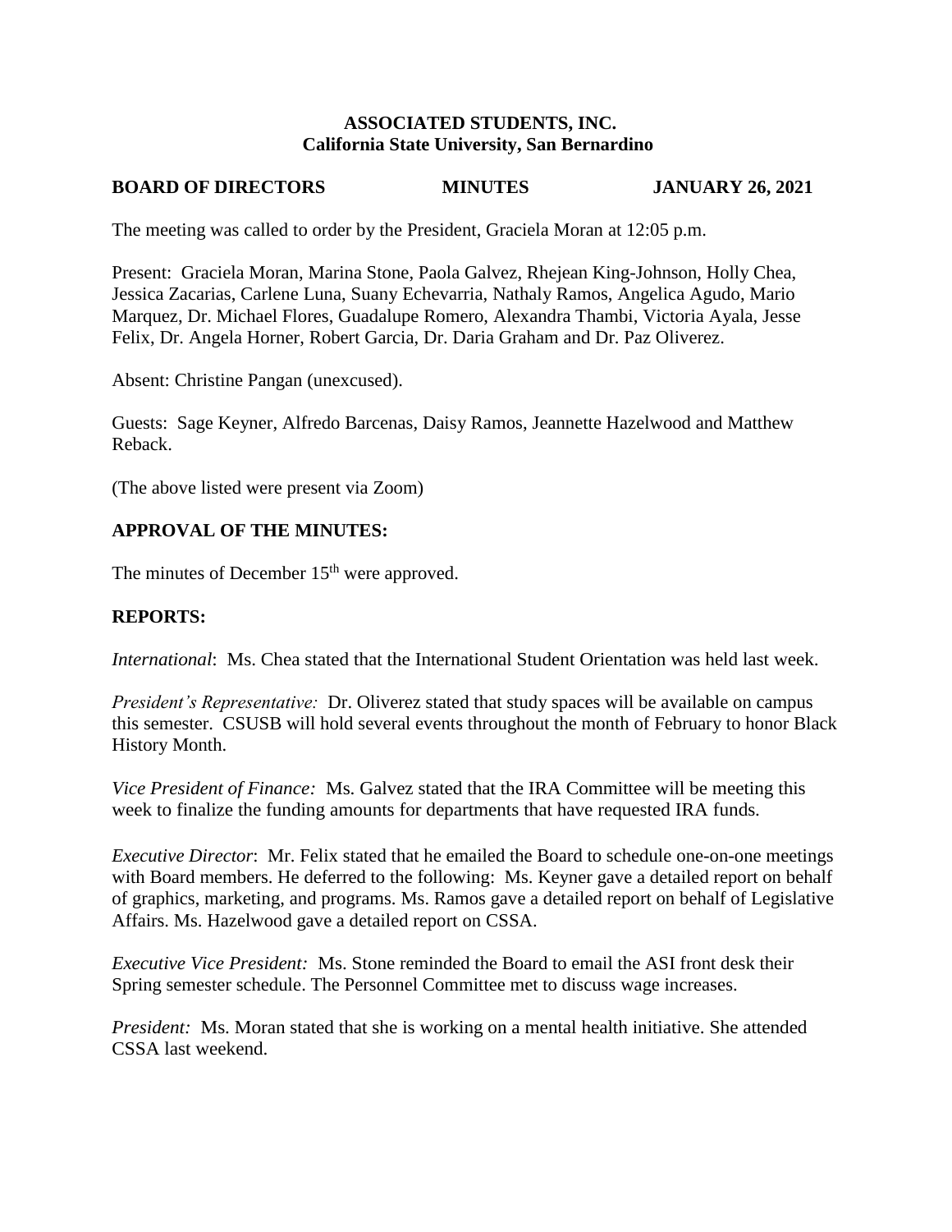**ASSOCIATED STUDENTS, INC.**
**California State University, San Bernardino**

**BOARD OF DIRECTORS MINUTES JANUARY 26, 2021**

The meeting was called to order by the President, Graciela Moran at 12:05 p.m.

Present: Graciela Moran, Marina Stone, Paola Galvez, Rhejean King-Johnson, Holly Chea, Jessica Zacarias, Carlene Luna, Suany Echevarria, Nathaly Ramos, Angelica Agudo, Mario Marquez, Dr. Michael Flores, Guadalupe Romero, Alexandra Thambi, Victoria Ayala, Jesse Felix, Dr. Angela Horner, Robert Garcia, Dr. Daria Graham and Dr. Paz Oliverez.

Absent: Christine Pangan (unexcused).

Guests: Sage Keyner, Alfredo Barcenas, Daisy Ramos, Jeannette Hazelwood and Matthew Reback.

(The above listed were present via Zoom)

## APPROVAL OF THE MINUTES:

The minutes of December 15th were approved.

## REPORTS:

*International*: Ms. Chea stated that the International Student Orientation was held last week.

*President's Representative:* Dr. Oliverez stated that study spaces will be available on campus this semester. CSUSB will hold several events throughout the month of February to honor Black History Month.

*Vice President of Finance:* Ms. Galvez stated that the IRA Committee will be meeting this week to finalize the funding amounts for departments that have requested IRA funds.

*Executive Director*: Mr. Felix stated that he emailed the Board to schedule one-on-one meetings with Board members. He deferred to the following: Ms. Keyner gave a detailed report on behalf of graphics, marketing, and programs. Ms. Ramos gave a detailed report on behalf of Legislative Affairs. Ms. Hazelwood gave a detailed report on CSSA.

*Executive Vice President:* Ms. Stone reminded the Board to email the ASI front desk their Spring semester schedule. The Personnel Committee met to discuss wage increases.

*President:* Ms. Moran stated that she is working on a mental health initiative. She attended CSSA last weekend.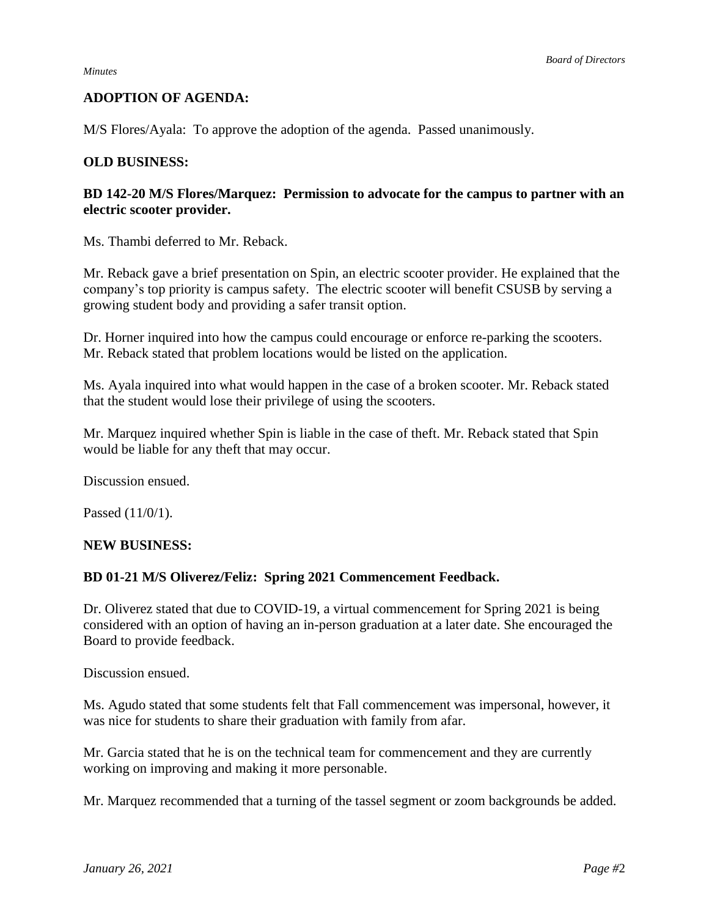**ADOPTION OF AGENDA:**

M/S Flores/Ayala: To approve the adoption of the agenda. Passed unanimously.

**OLD BUSINESS:**

**BD 142-20 M/S Flores/Marquez: Permission to advocate for the campus to partner with an electric scooter provider.**

Ms. Thambi deferred to Mr. Reback.

Mr. Reback gave a brief presentation on Spin, an electric scooter provider. He explained that the company's top priority is campus safety. The electric scooter will benefit CSUSB by serving a growing student body and providing a safer transit option.

Dr. Horner inquired into how the campus could encourage or enforce re-parking the scooters. Mr. Reback stated that problem locations would be listed on the application.

Ms. Ayala inquired into what would happen in the case of a broken scooter. Mr. Reback stated that the student would lose their privilege of using the scooters.

Mr. Marquez inquired whether Spin is liable in the case of theft. Mr. Reback stated that Spin would be liable for any theft that may occur.

Discussion ensued.

Passed (11/0/1).

**NEW BUSINESS:**

**BD 01-21 M/S Oliverez/Feliz: Spring 2021 Commencement Feedback.**

Dr. Oliverez stated that due to COVID-19, a virtual commencement for Spring 2021 is being considered with an option of having an in-person graduation at a later date. She encouraged the Board to provide feedback.

Discussion ensued.

Ms. Agudo stated that some students felt that Fall commencement was impersonal, however, it was nice for students to share their graduation with family from afar.

Mr. Garcia stated that he is on the technical team for commencement and they are currently working on improving and making it more personable.

Mr. Marquez recommended that a turning of the tassel segment or zoom backgrounds be added.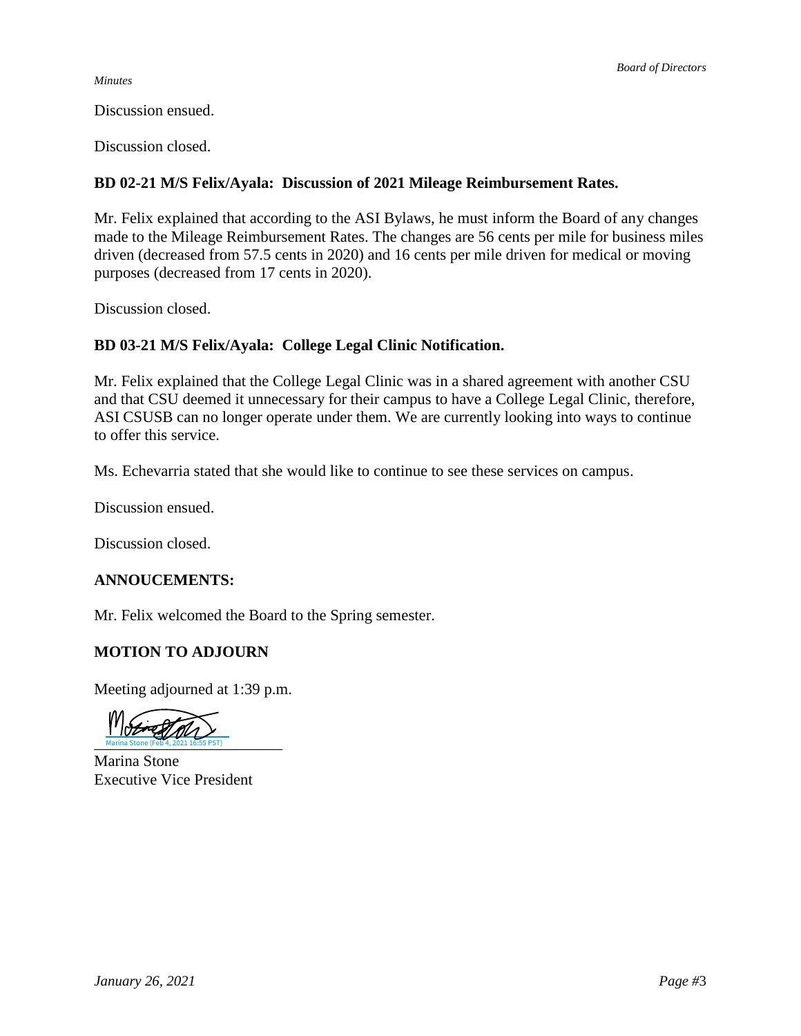Discussion ensued.

Discussion closed.

**BD 02-21 M/S Felix/Ayala: Discussion of 2021 Mileage Reimbursement Rates.**

Mr. Felix explained that according to the ASI Bylaws, he must inform the Board of any changes made to the Mileage Reimbursement Rates. The changes are 56 cents per mile for business miles driven (decreased from 57.5 cents in 2020) and 16 cents per mile driven for medical or moving purposes (decreased from 17 cents in 2020).

Discussion closed.

**BD 03-21 M/S Felix/Ayala: College Legal Clinic Notification.**

Mr. Felix explained that the College Legal Clinic was in a shared agreement with another CSU and that CSU deemed it unnecessary for their campus to have a College Legal Clinic, therefore, ASI CSUSB can no longer operate under them. We are currently looking into ways to continue to offer this service.

Ms. Echevarria stated that she would like to continue to see these services on campus.

Discussion ensued.

Discussion closed.

**ANNOUCEMENTS:**

Mr. Felix welcomed the Board to the Spring semester.

**MOTION TO ADJOURN**

Meeting adjourned at 1:39 p.m.

Marina Stone (Feb 4, 2021 16:55 PST)

Marina Stone
Executive Vice President